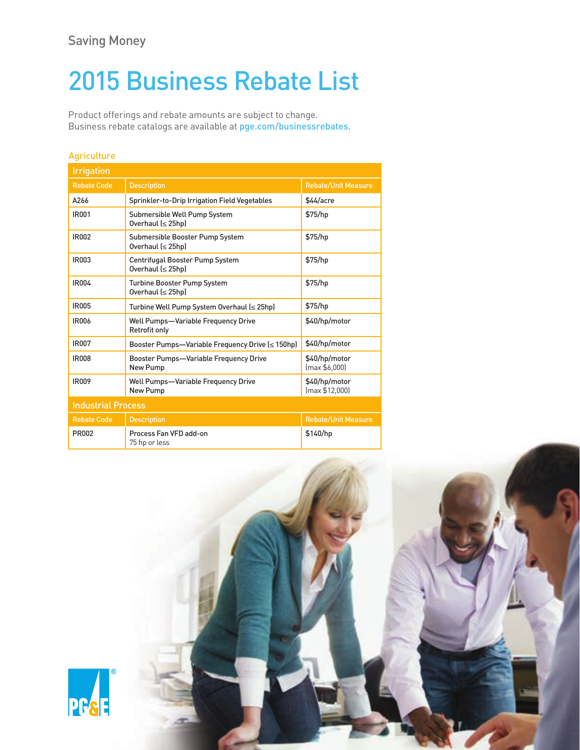Saving Money

# 2015 Business Rebate List

Product offerings and rebate amounts are subject to change.
Business rebate catalogs are available at pge.com/businessrebates.

## Agriculture

### Irrigation

| Rebate Code | Description | Rebate/Unit Measure |
|---|---|---|
| A266 | Sprinkler-to-Drip Irrigation Field Vegetables | $44/acre |
| IR001 | Submersible Well Pump System Overhaul (≤ 25hp) | $75/hp |
| IR002 | Submersible Booster Pump System Overhaul (≤ 25hp) | $75/hp |
| IR003 | Centrifugal Booster Pump System Overhaul (≤ 25hp) | $75/hp |
| IR004 | Turbine Booster Pump System Overhaul (≤ 25hp) | $75/hp |
| IR005 | Turbine Well Pump System Overhaul (≤ 25hp) | $75/hp |
| IR006 | Well Pumps—Variable Frequency Drive Retrofit only | $40/hp/motor |
| IR007 | Booster Pumps—Variable Frequency Drive (≤ 150hp) | $40/hp/motor |
| IR008 | Booster Pumps—Variable Frequency Drive New Pump | $40/hp/motor (max $6,000) |
| IR009 | Well Pumps—Variable Frequency Drive New Pump | $40/hp/motor (max $12,000) |

### Industrial Process

| Rebate Code | Description | Rebate/Unit Measure |
|---|---|---|
| PR002 | Process Fan VFD add-on 75 hp or less | $140/hp |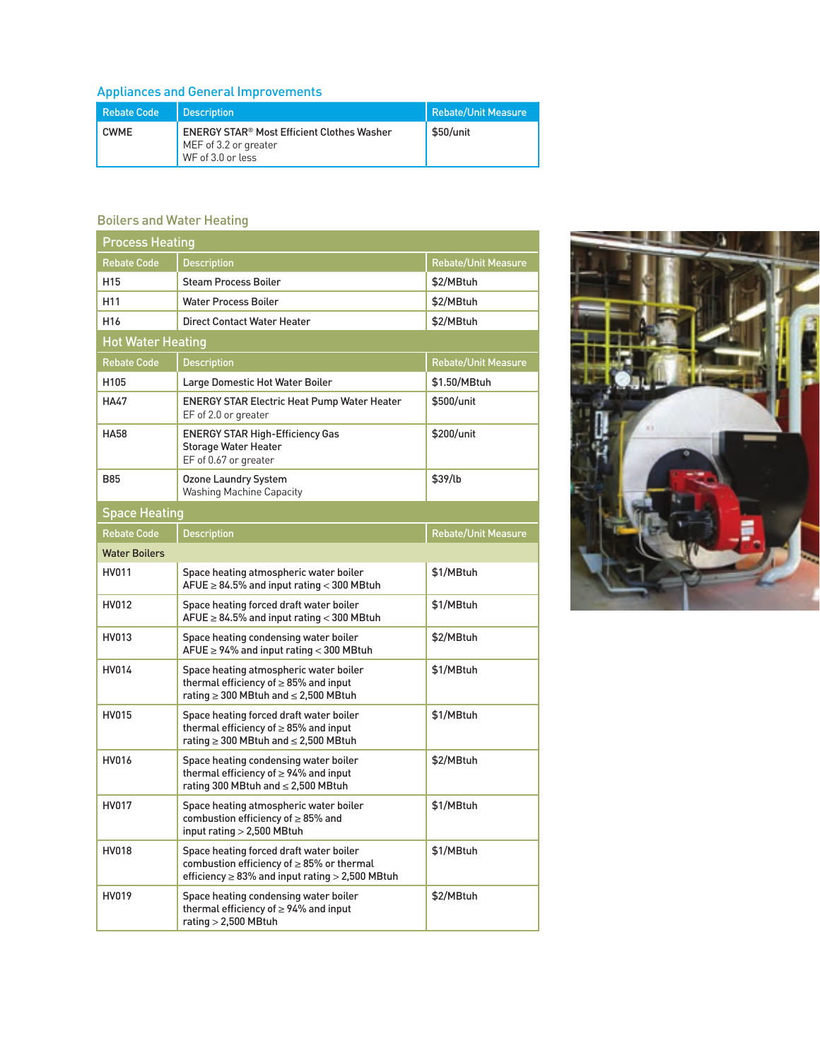## Appliances and General Improvements

| Rebate Code | Description | Rebate/Unit Measure |
|---|---|---|
| CWME | ENERGY STAR® Most Efficient Clothes Washer<br>MEF of 3.2 or greater<br>WF of 3.0 or less | $50/unit |

## Boilers and Water Heating

### Process Heating

| Rebate Code | Description | Rebate/Unit Measure |
|---|---|---|
| H15 | Steam Process Boiler | $2/MBtuh |
| H11 | Water Process Boiler | $2/MBtuh |
| H16 | Direct Contact Water Heater | $2/MBtuh |

### Hot Water Heating

| Rebate Code | Description | Rebate/Unit Measure |
|---|---|---|
| H105 | Large Domestic Hot Water Boiler | $1.50/MBtuh |
| HA47 | ENERGY STAR Electric Heat Pump Water Heater<br>EF of 2.0 or greater | $500/unit |
| HA58 | ENERGY STAR High-Efficiency Gas Storage Water Heater<br>EF of 0.67 or greater | $200/unit |
| B85 | Ozone Laundry System<br>Washing Machine Capacity | $39/lb |

### Space Heating

| Rebate Code | Description | Rebate/Unit Measure |
|---|---|---|
| **Water Boilers** | | |
| HV011 | Space heating atmospheric water boiler<br>AFUE ≥ 84.5% and input rating < 300 MBtuh | $1/MBtuh |
| HV012 | Space heating forced draft water boiler<br>AFUE ≥ 84.5% and input rating < 300 MBtuh | $1/MBtuh |
| HV013 | Space heating condensing water boiler<br>AFUE ≥ 94% and input rating < 300 MBtuh | $2/MBtuh |
| HV014 | Space heating atmospheric water boiler thermal efficiency of ≥ 85% and input rating ≥ 300 MBtuh and ≤ 2,500 MBtuh | $1/MBtuh |
| HV015 | Space heating forced draft water boiler thermal efficiency of ≥ 85% and input rating ≥ 300 MBtuh and ≤ 2,500 MBtuh | $1/MBtuh |
| HV016 | Space heating condensing water boiler thermal efficiency of ≥ 94% and input rating 300 MBtuh and ≤ 2,500 MBtuh | $2/MBtuh |
| HV017 | Space heating atmospheric water boiler combustion efficiency of ≥ 85% and input rating > 2,500 MBtuh | $1/MBtuh |
| HV018 | Space heating forced draft water boiler combustion efficiency of ≥ 85% or thermal efficiency ≥ 83% and input rating > 2,500 MBtuh | $1/MBtuh |
| HV019 | Space heating condensing water boiler thermal efficiency of ≥ 94% and input rating > 2,500 MBtuh | $2/MBtuh |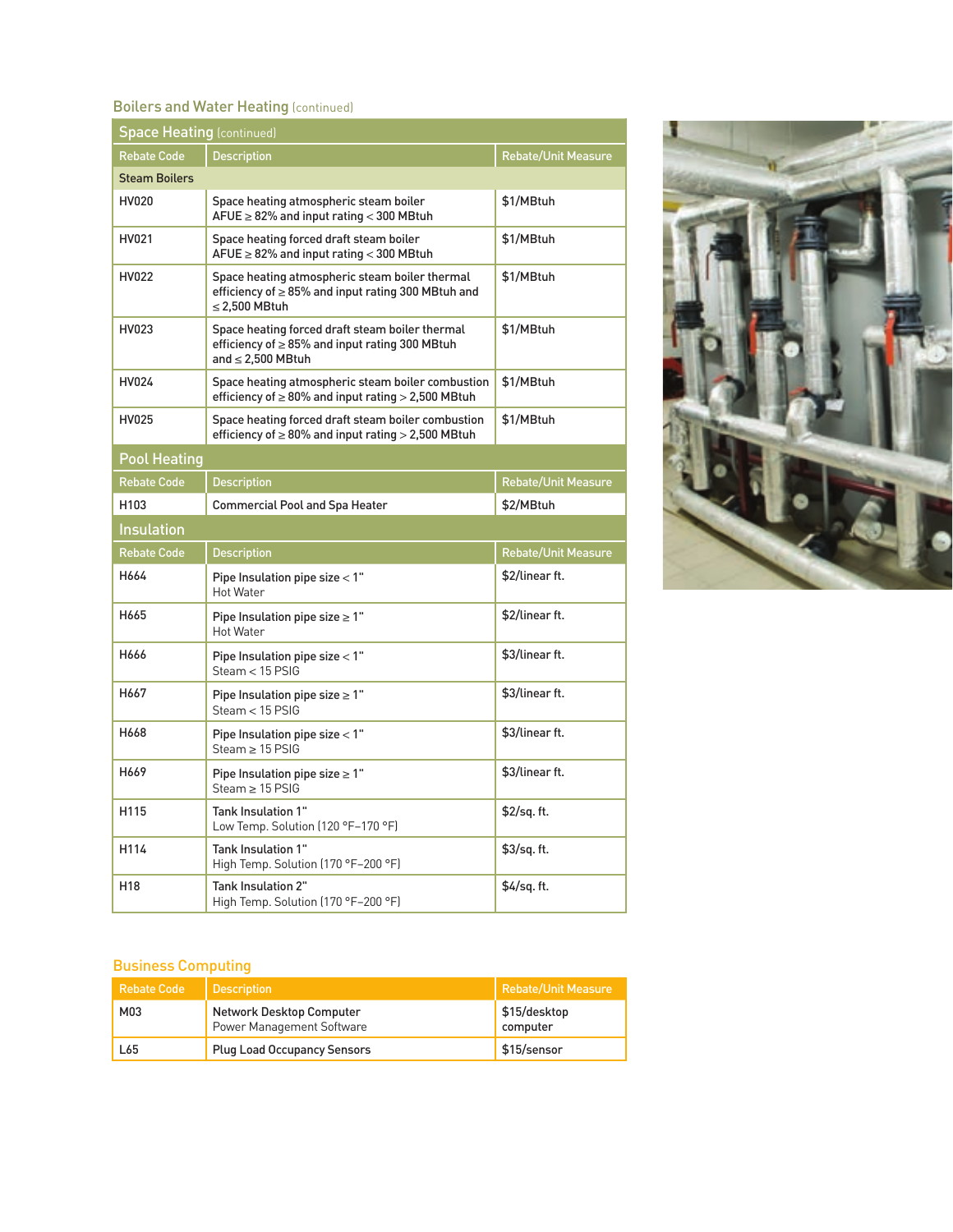## Boilers and Water Heating (continued)

### Space Heating (continued)

| Rebate Code | Description | Rebate/Unit Measure |
|---|---|---|
| **Steam Boilers** | | |
| HV020 | Space heating atmospheric steam boiler AFUE ≥ 82% and input rating < 300 MBtuh | $1/MBtuh |
| HV021 | Space heating forced draft steam boiler AFUE ≥ 82% and input rating < 300 MBtuh | $1/MBtuh |
| HV022 | Space heating atmospheric steam boiler thermal efficiency of ≥ 85% and input rating 300 MBtuh and ≤ 2,500 MBtuh | $1/MBtuh |
| HV023 | Space heating forced draft steam boiler thermal efficiency of ≥ 85% and input rating 300 MBtuh and ≤ 2,500 MBtuh | $1/MBtuh |
| HV024 | Space heating atmospheric steam boiler combustion efficiency of ≥ 80% and input rating > 2,500 MBtuh | $1/MBtuh |
| HV025 | Space heating forced draft steam boiler combustion efficiency of ≥ 80% and input rating > 2,500 MBtuh | $1/MBtuh |

### Pool Heating

| Rebate Code | Description | Rebate/Unit Measure |
|---|---|---|
| H103 | Commercial Pool and Spa Heater | $2/MBtuh |

### Insulation

| Rebate Code | Description | Rebate/Unit Measure |
|---|---|---|
| H664 | Pipe Insulation pipe size < 1" Hot Water | $2/linear ft. |
| H665 | Pipe Insulation pipe size ≥ 1" Hot Water | $2/linear ft. |
| H666 | Pipe Insulation pipe size < 1" Steam < 15 PSIG | $3/linear ft. |
| H667 | Pipe Insulation pipe size ≥ 1" Steam < 15 PSIG | $3/linear ft. |
| H668 | Pipe Insulation pipe size < 1" Steam ≥ 15 PSIG | $3/linear ft. |
| H669 | Pipe Insulation pipe size ≥ 1" Steam ≥ 15 PSIG | $3/linear ft. |
| H115 | Tank Insulation 1" Low Temp. Solution (120 °F–170 °F) | $2/sq. ft. |
| H114 | Tank Insulation 1" High Temp. Solution (170 °F–200 °F) | $3/sq. ft. |
| H18 | Tank Insulation 2" High Temp. Solution (170 °F–200 °F) | $4/sq. ft. |

## Business Computing

| Rebate Code | Description | Rebate/Unit Measure |
|---|---|---|
| M03 | Network Desktop Computer Power Management Software | $15/desktop computer |
| L65 | Plug Load Occupancy Sensors | $15/sensor |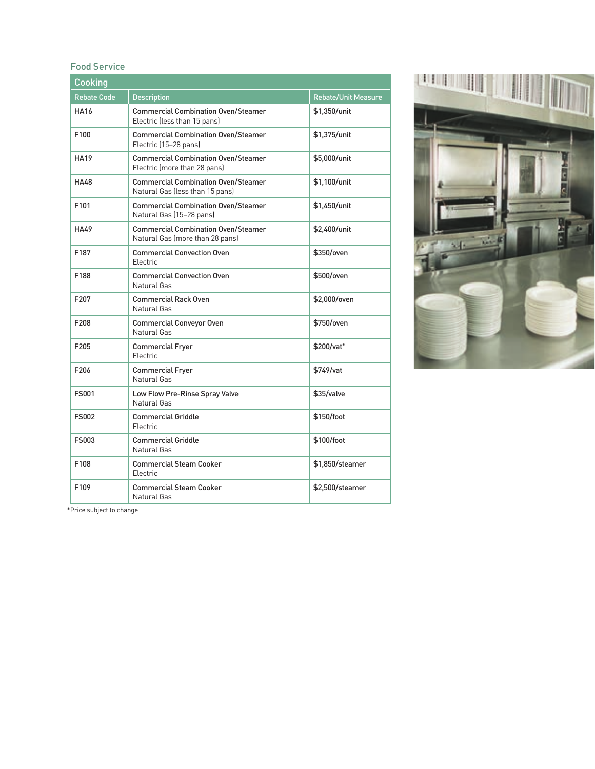## Food Service

### Cooking

| Rebate Code | Description | Rebate/Unit Measure |
|---|---|---|
| HA16 | Commercial Combination Oven/Steamer Electric (less than 15 pans) | $1,350/unit |
| F100 | Commercial Combination Oven/Steamer Electric (15–28 pans) | $1,375/unit |
| HA19 | Commercial Combination Oven/Steamer Electric (more than 28 pans) | $5,000/unit |
| HA48 | Commercial Combination Oven/Steamer Natural Gas (less than 15 pans) | $1,100/unit |
| F101 | Commercial Combination Oven/Steamer Natural Gas (15–28 pans) | $1,450/unit |
| HA49 | Commercial Combination Oven/Steamer Natural Gas (more than 28 pans) | $2,400/unit |
| F187 | Commercial Convection Oven Electric | $350/oven |
| F188 | Commercial Convection Oven Natural Gas | $500/oven |
| F207 | Commercial Rack Oven Natural Gas | $2,000/oven |
| F208 | Commercial Conveyor Oven Natural Gas | $750/oven |
| F205 | Commercial Fryer Electric | $200/vat* |
| F206 | Commercial Fryer Natural Gas | $749/vat |
| FS001 | Low Flow Pre-Rinse Spray Valve Natural Gas | $35/valve |
| FS002 | Commercial Griddle Electric | $150/foot |
| FS003 | Commercial Griddle Natural Gas | $100/foot |
| F108 | Commercial Steam Cooker Electric | $1,850/steamer |
| F109 | Commercial Steam Cooker Natural Gas | $2,500/steamer |

*Price subject to change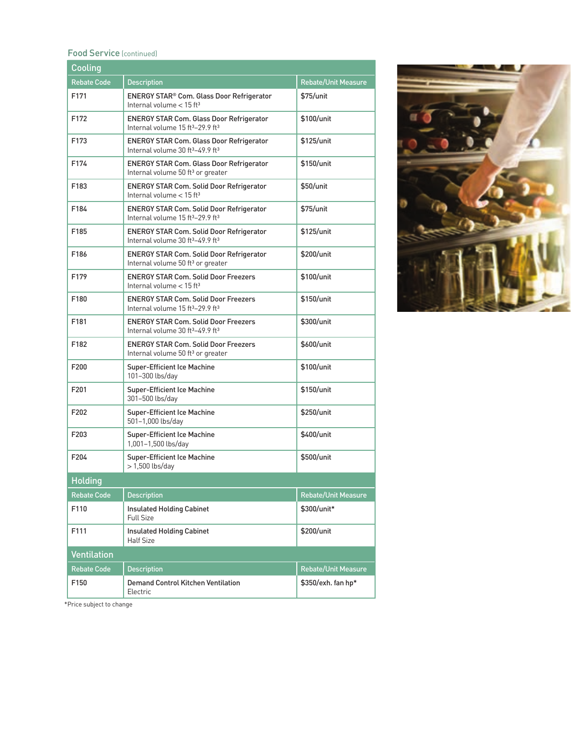## Food Service (continued)

### Cooling

| Rebate Code | Description | Rebate/Unit Measure |
|---|---|---|
| F171 | ENERGY STAR® Com. Glass Door Refrigerator<br>Internal volume < 15 $ft^3$ | $75/unit |
| F172 | ENERGY STAR Com. Glass Door Refrigerator<br>Internal volume 15 $ft^3$–29.9 $ft^3$ | $100/unit |
| F173 | ENERGY STAR Com. Glass Door Refrigerator<br>Internal volume 30 $ft^3$–49.9 $ft^3$ | $125/unit |
| F174 | ENERGY STAR Com. Glass Door Refrigerator<br>Internal volume 50 $ft^3$ or greater | $150/unit |
| F183 | ENERGY STAR Com. Solid Door Refrigerator<br>Internal volume < 15 $ft^3$ | $50/unit |
| F184 | ENERGY STAR Com. Solid Door Refrigerator<br>Internal volume 15 $ft^3$–29.9 $ft^3$ | $75/unit |
| F185 | ENERGY STAR Com. Solid Door Refrigerator<br>Internal volume 30 $ft^3$–49.9 $ft^3$ | $125/unit |
| F186 | ENERGY STAR Com. Solid Door Refrigerator<br>Internal volume 50 $ft^3$ or greater | $200/unit |
| F179 | ENERGY STAR Com. Solid Door Freezers<br>Internal volume < 15 $ft^3$ | $100/unit |
| F180 | ENERGY STAR Com. Solid Door Freezers<br>Internal volume 15 $ft^3$–29.9 $ft^3$ | $150/unit |
| F181 | ENERGY STAR Com. Solid Door Freezers<br>Internal volume 30 $ft^3$–49.9 $ft^3$ | $300/unit |
| F182 | ENERGY STAR Com. Solid Door Freezers<br>Internal volume 50 $ft^3$ or greater | $600/unit |
| F200 | Super-Efficient Ice Machine<br>101–300 lbs/day | $100/unit |
| F201 | Super-Efficient Ice Machine<br>301–500 lbs/day | $150/unit |
| F202 | Super-Efficient Ice Machine<br>501–1,000 lbs/day | $250/unit |
| F203 | Super-Efficient Ice Machine<br>1,001–1,500 lbs/day | $400/unit |
| F204 | Super-Efficient Ice Machine<br>> 1,500 lbs/day | $500/unit |

### Holding

| Rebate Code | Description | Rebate/Unit Measure |
|---|---|---|
| F110 | Insulated Holding Cabinet<br>Full Size | $300/unit* |
| F111 | Insulated Holding Cabinet<br>Half Size | $200/unit |

### Ventilation

| Rebate Code | Description | Rebate/Unit Measure |
|---|---|---|
| F150 | Demand Control Kitchen Ventilation<br>Electric | $350/exh. fan hp* |

*Price subject to change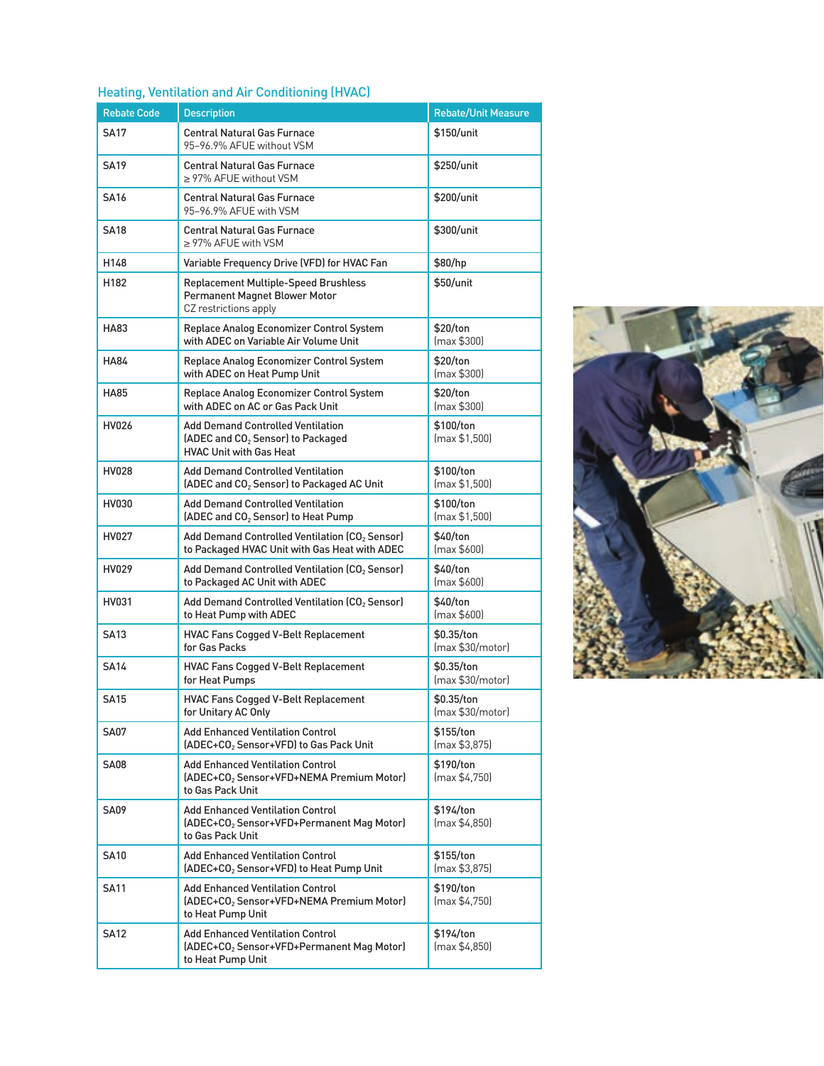## Heating, Ventilation and Air Conditioning (HVAC)

| Rebate Code | Description | Rebate/Unit Measure |
|---|---|---|
| SA17 | Central Natural Gas Furnace<br>95–96.9% AFUE without VSM | $150/unit |
| SA19 | Central Natural Gas Furnace<br>≥ 97% AFUE without VSM | $250/unit |
| SA16 | Central Natural Gas Furnace<br>95–96.9% AFUE with VSM | $200/unit |
| SA18 | Central Natural Gas Furnace<br>≥ 97% AFUE with VSM | $300/unit |
| H148 | Variable Frequency Drive (VFD) for HVAC Fan | $80/hp |
| H182 | Replacement Multiple-Speed Brushless Permanent Magnet Blower Motor<br>CZ restrictions apply | $50/unit |
| HA83 | Replace Analog Economizer Control System with ADEC on Variable Air Volume Unit | $20/ton<br>(max $300) |
| HA84 | Replace Analog Economizer Control System with ADEC on Heat Pump Unit | $20/ton<br>(max $300) |
| HA85 | Replace Analog Economizer Control System with ADEC on AC or Gas Pack Unit | $20/ton<br>(max $300) |
| HV026 | Add Demand Controlled Ventilation (ADEC and $CO_2$ Sensor) to Packaged HVAC Unit with Gas Heat | $100/ton<br>(max $1,500) |
| HV028 | Add Demand Controlled Ventilation (ADEC and $CO_2$ Sensor) to Packaged AC Unit | $100/ton<br>(max $1,500) |
| HV030 | Add Demand Controlled Ventilation (ADEC and $CO_2$ Sensor) to Heat Pump | $100/ton<br>(max $1,500) |
| HV027 | Add Demand Controlled Ventilation ($CO_2$ Sensor) to Packaged HVAC Unit with Gas Heat with ADEC | $40/ton<br>(max $600) |
| HV029 | Add Demand Controlled Ventilation ($CO_2$ Sensor) to Packaged AC Unit with ADEC | $40/ton<br>(max $600) |
| HV031 | Add Demand Controlled Ventilation ($CO_2$ Sensor) to Heat Pump with ADEC | $40/ton<br>(max $600) |
| SA13 | HVAC Fans Cogged V-Belt Replacement for Gas Packs | $0.35/ton<br>(max $30/motor) |
| SA14 | HVAC Fans Cogged V-Belt Replacement for Heat Pumps | $0.35/ton<br>(max $30/motor) |
| SA15 | HVAC Fans Cogged V-Belt Replacement for Unitary AC Only | $0.35/ton<br>(max $30/motor) |
| SA07 | Add Enhanced Ventilation Control (ADEC+$CO_2$ Sensor+VFD) to Gas Pack Unit | $155/ton<br>(max $3,875) |
| SA08 | Add Enhanced Ventilation Control (ADEC+$CO_2$ Sensor+VFD+NEMA Premium Motor) to Gas Pack Unit | $190/ton<br>(max $4,750) |
| SA09 | Add Enhanced Ventilation Control (ADEC+$CO_2$ Sensor+VFD+Permanent Mag Motor) to Gas Pack Unit | $194/ton<br>(max $4,850) |
| SA10 | Add Enhanced Ventilation Control (ADEC+$CO_2$ Sensor+VFD) to Heat Pump Unit | $155/ton<br>(max $3,875) |
| SA11 | Add Enhanced Ventilation Control (ADEC+$CO_2$ Sensor+VFD+NEMA Premium Motor) to Heat Pump Unit | $190/ton<br>(max $4,750) |
| SA12 | Add Enhanced Ventilation Control (ADEC+$CO_2$ Sensor+VFD+Permanent Mag Motor) to Heat Pump Unit | $194/ton<br>(max $4,850) |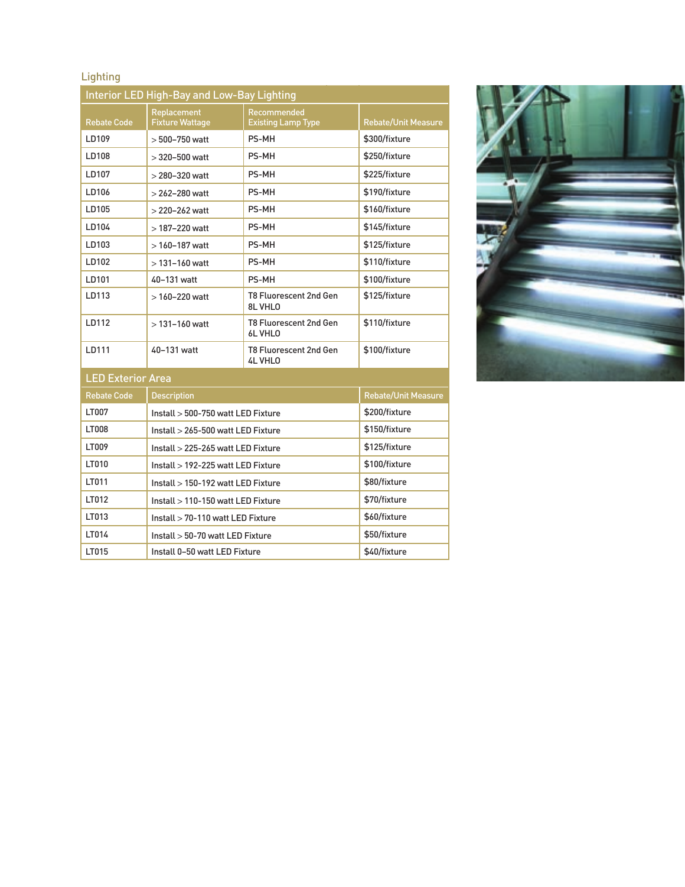## Lighting

### Interior LED High-Bay and Low-Bay Lighting

| Rebate Code | Replacement Fixture Wattage | Recommended Existing Lamp Type | Rebate/Unit Measure |
|---|---|---|---|
| LD109 | > 500–750 watt | PS-MH | $300/fixture |
| LD108 | > 320–500 watt | PS-MH | $250/fixture |
| LD107 | > 280–320 watt | PS-MH | $225/fixture |
| LD106 | > 262–280 watt | PS-MH | $190/fixture |
| LD105 | > 220–262 watt | PS-MH | $160/fixture |
| LD104 | > 187–220 watt | PS-MH | $145/fixture |
| LD103 | > 160–187 watt | PS-MH | $125/fixture |
| LD102 | > 131–160 watt | PS-MH | $110/fixture |
| LD101 | 40–131 watt | PS-MH | $100/fixture |
| LD113 | > 160–220 watt | T8 Fluorescent 2nd Gen 8L VHLO | $125/fixture |
| LD112 | > 131–160 watt | T8 Fluorescent 2nd Gen 6L VHLO | $110/fixture |
| LD111 | 40–131 watt | T8 Fluorescent 2nd Gen 4L VHLO | $100/fixture |

### LED Exterior Area

| Rebate Code | Description | Rebate/Unit Measure |
|---|---|---|
| LT007 | Install > 500-750 watt LED Fixture | $200/fixture |
| LT008 | Install > 265-500 watt LED Fixture | $150/fixture |
| LT009 | Install > 225-265 watt LED Fixture | $125/fixture |
| LT010 | Install > 192-225 watt LED Fixture | $100/fixture |
| LT011 | Install > 150-192 watt LED Fixture | $80/fixture |
| LT012 | Install > 110-150 watt LED Fixture | $70/fixture |
| LT013 | Install > 70-110 watt LED Fixture | $60/fixture |
| LT014 | Install > 50-70 watt LED Fixture | $50/fixture |
| LT015 | Install 0–50 watt LED Fixture | $40/fixture |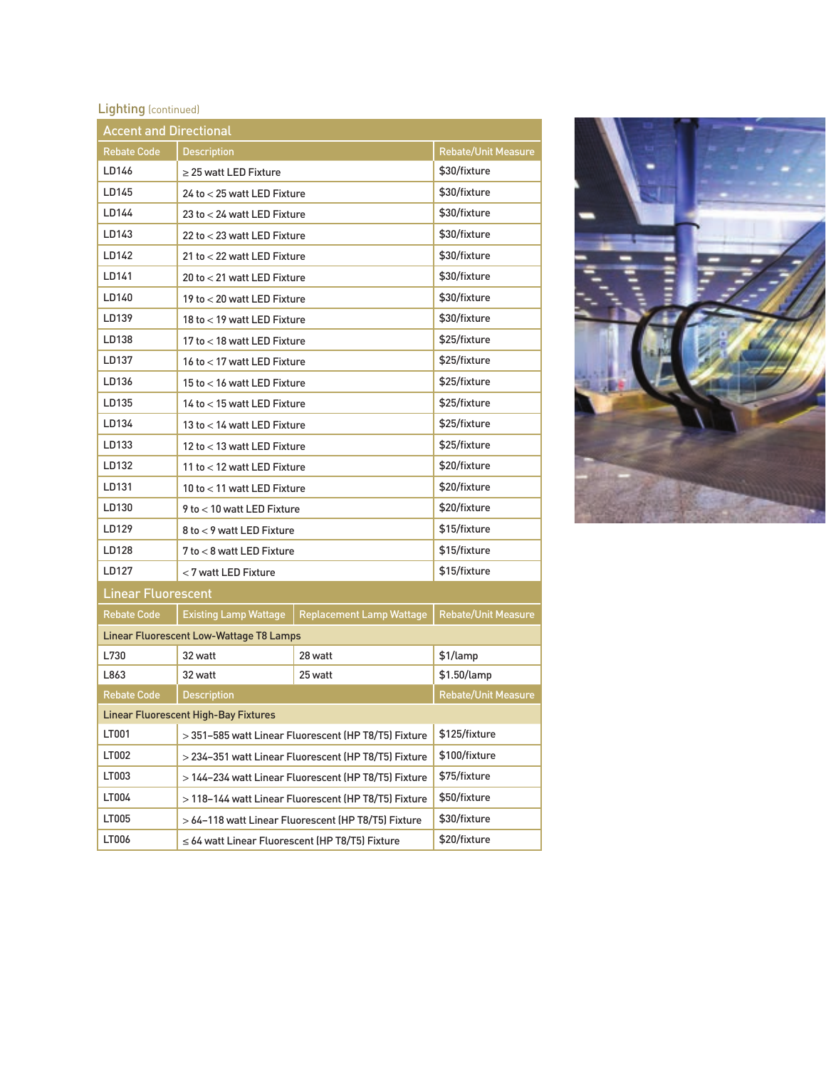## Lighting (continued)

### Accent and Directional

| Rebate Code | Description | Rebate/Unit Measure |
|---|---|---|
| LD146 | ≥ 25 watt LED Fixture | $30/fixture |
| LD145 | 24 to < 25 watt LED Fixture | $30/fixture |
| LD144 | 23 to < 24 watt LED Fixture | $30/fixture |
| LD143 | 22 to < 23 watt LED Fixture | $30/fixture |
| LD142 | 21 to < 22 watt LED Fixture | $30/fixture |
| LD141 | 20 to < 21 watt LED Fixture | $30/fixture |
| LD140 | 19 to < 20 watt LED Fixture | $30/fixture |
| LD139 | 18 to < 19 watt LED Fixture | $30/fixture |
| LD138 | 17 to < 18 watt LED Fixture | $25/fixture |
| LD137 | 16 to < 17 watt LED Fixture | $25/fixture |
| LD136 | 15 to < 16 watt LED Fixture | $25/fixture |
| LD135 | 14 to < 15 watt LED Fixture | $25/fixture |
| LD134 | 13 to < 14 watt LED Fixture | $25/fixture |
| LD133 | 12 to < 13 watt LED Fixture | $25/fixture |
| LD132 | 11 to < 12 watt LED Fixture | $20/fixture |
| LD131 | 10 to < 11 watt LED Fixture | $20/fixture |
| LD130 | 9 to < 10 watt LED Fixture | $20/fixture |
| LD129 | 8 to < 9 watt LED Fixture | $15/fixture |
| LD128 | 7 to < 8 watt LED Fixture | $15/fixture |
| LD127 | < 7 watt LED Fixture | $15/fixture |

### Linear Fluorescent

| Rebate Code | Existing Lamp Wattage | Replacement Lamp Wattage | Rebate/Unit Measure |
|---|---|---|---|
| Linear Fluorescent Low-Wattage T8 Lamps | | | |
| L730 | 32 watt | 28 watt | $1/lamp |
| L863 | 32 watt | 25 watt | $1.50/lamp |

| Rebate Code | Description | Rebate/Unit Measure |
|---|---|---|
| Linear Fluorescent High-Bay Fixtures | | |
| LT001 | > 351–585 watt Linear Fluorescent (HP T8/T5) Fixture | $125/fixture |
| LT002 | > 234–351 watt Linear Fluorescent (HP T8/T5) Fixture | $100/fixture |
| LT003 | > 144–234 watt Linear Fluorescent (HP T8/T5) Fixture | $75/fixture |
| LT004 | > 118–144 watt Linear Fluorescent (HP T8/T5) Fixture | $50/fixture |
| LT005 | > 64–118 watt Linear Fluorescent (HP T8/T5) Fixture | $30/fixture |
| LT006 | ≤ 64 watt Linear Fluorescent (HP T8/T5) Fixture | $20/fixture |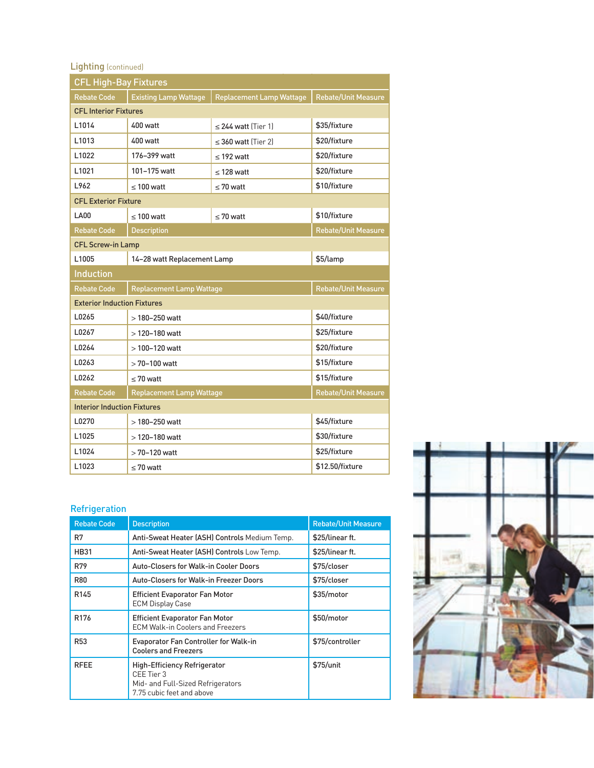## Lighting (continued)

### CFL High-Bay Fixtures

| Rebate Code | Existing Lamp Wattage | Replacement Lamp Wattage | Rebate/Unit Measure |
|---|---|---|---|
| **CFL Interior Fixtures** | | | |
| L1014 | 400 watt | ≤ 244 watt (Tier 1) | $35/fixture |
| L1013 | 400 watt | ≤ 360 watt (Tier 2) | $20/fixture |
| L1022 | 176–399 watt | ≤ 192 watt | $20/fixture |
| L1021 | 101–175 watt | ≤ 128 watt | $20/fixture |
| L962 | ≤ 100 watt | ≤ 70 watt | $10/fixture |
| **CFL Exterior Fixture** | | | |
| LA00 | ≤ 100 watt | ≤ 70 watt | $10/fixture |

| Rebate Code | Description | Rebate/Unit Measure |
|---|---|---|
| **CFL Screw-in Lamp** | | |
| L1005 | 14–28 watt Replacement Lamp | $5/lamp |

### Induction

| Rebate Code | Replacement Lamp Wattage | Rebate/Unit Measure |
|---|---|---|
| **Exterior Induction Fixtures** | | |
| L0265 | > 180–250 watt | $40/fixture |
| L0267 | > 120–180 watt | $25/fixture |
| L0264 | > 100–120 watt | $20/fixture |
| L0263 | > 70–100 watt | $15/fixture |
| L0262 | ≤ 70 watt | $15/fixture |

| Rebate Code | Replacement Lamp Wattage | Rebate/Unit Measure |
|---|---|---|
| **Interior Induction Fixtures** | | |
| L0270 | > 180–250 watt | $45/fixture |
| L1025 | > 120–180 watt | $30/fixture |
| L1024 | > 70–120 watt | $25/fixture |
| L1023 | ≤ 70 watt | $12.50/fixture |

## Refrigeration

| Rebate Code | Description | Rebate/Unit Measure |
|---|---|---|
| R7 | **Anti-Sweat Heater (ASH) Controls** Medium Temp. | $25/linear ft. |
| HB31 | **Anti-Sweat Heater (ASH) Controls** Low Temp. | $25/linear ft. |
| R79 | **Auto-Closers for Walk-in Cooler Doors** | $75/closer |
| R80 | **Auto-Closers for Walk-in Freezer Doors** | $75/closer |
| R145 | **Efficient Evaporator Fan Motor** ECM Display Case | $35/motor |
| R176 | **Efficient Evaporator Fan Motor** ECM Walk-in Coolers and Freezers | $50/motor |
| R53 | **Evaporator Fan Controller for Walk-in Coolers and Freezers** | $75/controller |
| RFEE | **High-Efficiency Refrigerator** CEE Tier 3 Mid- and Full-Sized Refrigerators 7.75 cubic feet and above | $75/unit |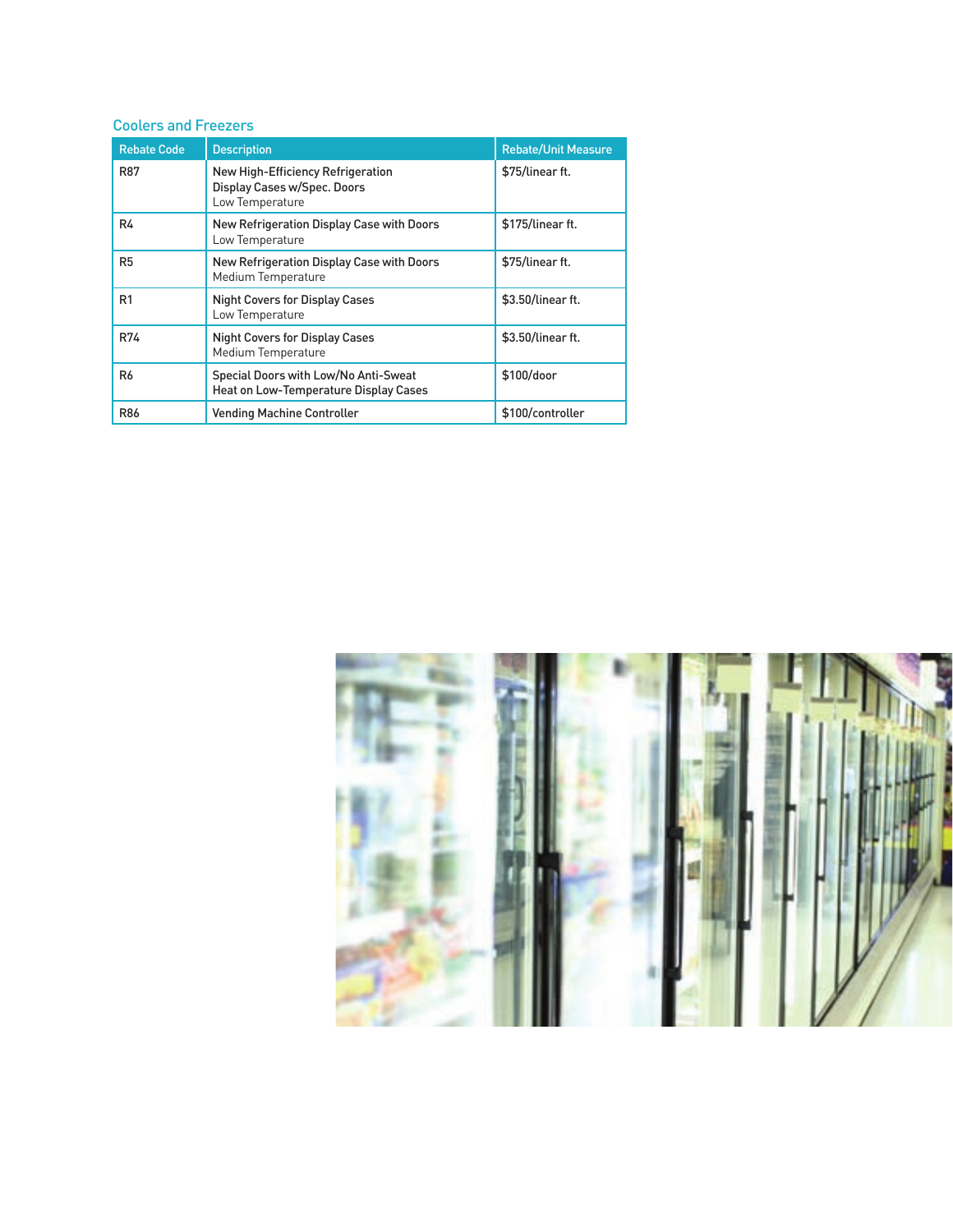## Coolers and Freezers

| Rebate Code | Description | Rebate/Unit Measure |
|---|---|---|
| R87 | New High-Efficiency Refrigeration Display Cases w/Spec. Doors<br>Low Temperature | $75/linear ft. |
| R4 | New Refrigeration Display Case with Doors<br>Low Temperature | $175/linear ft. |
| R5 | New Refrigeration Display Case with Doors<br>Medium Temperature | $75/linear ft. |
| R1 | Night Covers for Display Cases<br>Low Temperature | $3.50/linear ft. |
| R74 | Night Covers for Display Cases<br>Medium Temperature | $3.50/linear ft. |
| R6 | Special Doors with Low/No Anti-Sweat Heat on Low-Temperature Display Cases | $100/door |
| R86 | Vending Machine Controller | $100/controller |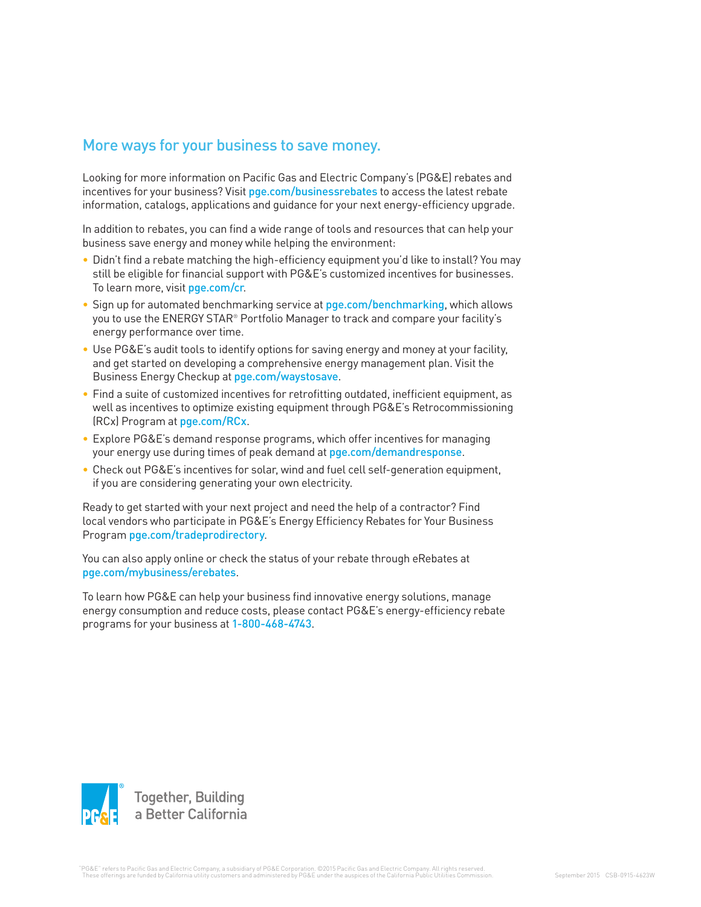## More ways for your business to save money.

Looking for more information on Pacific Gas and Electric Company's (PG&E) rebates and incentives for your business? Visit pge.com/businessrebates to access the latest rebate information, catalogs, applications and guidance for your next energy-efficiency upgrade.

In addition to rebates, you can find a wide range of tools and resources that can help your business save energy and money while helping the environment:

- Didn't find a rebate matching the high-efficiency equipment you'd like to install? You may still be eligible for financial support with PG&E's customized incentives for businesses. To learn more, visit pge.com/cr.
- Sign up for automated benchmarking service at pge.com/benchmarking, which allows you to use the ENERGY STAR® Portfolio Manager to track and compare your facility's energy performance over time.
- Use PG&E's audit tools to identify options for saving energy and money at your facility, and get started on developing a comprehensive energy management plan. Visit the Business Energy Checkup at pge.com/waystosave.
- Find a suite of customized incentives for retrofitting outdated, inefficient equipment, as well as incentives to optimize existing equipment through PG&E's Retrocommissioning (RCx) Program at pge.com/RCx.
- Explore PG&E's demand response programs, which offer incentives for managing your energy use during times of peak demand at pge.com/demandresponse.
- Check out PG&E's incentives for solar, wind and fuel cell self-generation equipment, if you are considering generating your own electricity.

Ready to get started with your next project and need the help of a contractor? Find local vendors who participate in PG&E's Energy Efficiency Rebates for Your Business Program pge.com/tradeprodirectory.

You can also apply online or check the status of your rebate through eRebates at pge.com/mybusiness/erebates.

To learn how PG&E can help your business find innovative energy solutions, manage energy consumption and reduce costs, please contact PG&E's energy-efficiency rebate programs for your business at 1-800-468-4743.

Together, Building a Better California

"PG&E" refers to Pacific Gas and Electric Company, a subsidiary of PG&E Corporation. ©2015 Pacific Gas and Electric Company. All rights reserved.
These offerings are funded by California utility customers and administered by PG&E under the auspices of the California Public Utilities Commission.

September 2015 CSB-0915-4623W